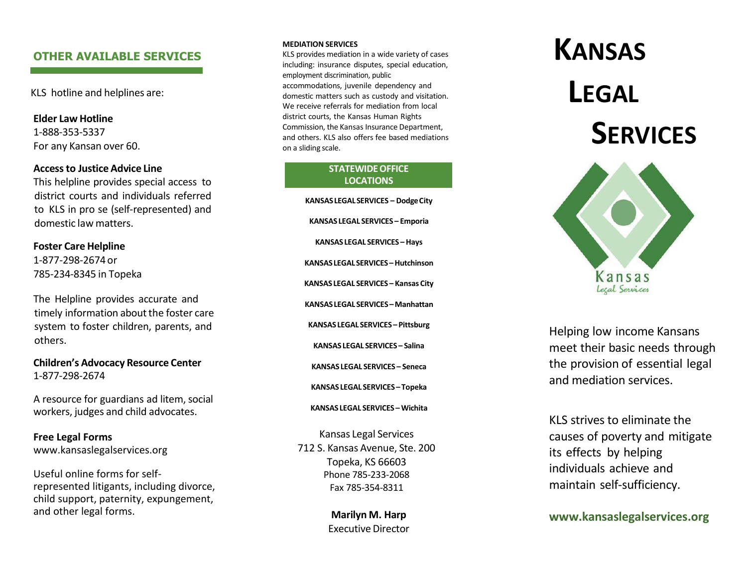## OTHER AVAILABLE SERVICES

KLS hotline and helplines are:

**Elder Law Hotline**
1-888-353-5337
For any Kansan over 60.

**Access to Justice Advice Line**
This helpline provides special access to district courts and individuals referred to KLS in pro se (self-represented) and domestic law matters.

**Foster Care Helpline**
1-877-298-2674 or
785-234-8345 in Topeka

The Helpline provides accurate and timely information about the foster care system to foster children, parents, and others.

**Children's Advocacy Resource Center**
1-877-298-2674

A resource for guardians ad litem, social workers, judges and child advocates.

**Free Legal Forms**
www.kansaslegalservices.org

Useful online forms for self-represented litigants, including divorce, child support, paternity, expungement, and other legal forms.

**MEDIATION SERVICES**

KLS provides mediation in a wide variety of cases including: insurance disputes, special education, employment discrimination, public accommodations, juvenile dependency and domestic matters such as custody and visitation. We receive referrals for mediation from local district courts, the Kansas Human Rights Commission, the Kansas Insurance Department, and others. KLS also offers fee based mediations on a sliding scale.

### STATEWIDE OFFICE LOCATIONS

**KANSAS LEGAL SERVICES – Dodge City**

**KANSAS LEGAL SERVICES – Emporia**

**KANSAS LEGAL SERVICES – Hays**

**KANSAS LEGAL SERVICES – Hutchinson**

**KANSAS LEGAL SERVICES – Kansas City**

**KANSAS LEGAL SERVICES – Manhattan**

**KANSAS LEGAL SERVICES – Pittsburg**

**KANSAS LEGAL SERVICES – Salina**

**KANSAS LEGAL SERVICES – Seneca**

**KANSAS LEGAL SERVICES – Topeka**

**KANSAS LEGAL SERVICES – Wichita**

Kansas Legal Services
712 S. Kansas Avenue, Ste. 200
Topeka, KS 66603
Phone 785-233-2068
Fax 785-354-8311

**Marilyn M. Harp**
Executive Director

# KANSAS LEGAL SERVICES

Kansas
Legal Services

Helping low income Kansans meet their basic needs through the provision of essential legal and mediation services.

KLS strives to eliminate the causes of poverty and mitigate its effects by helping individuals achieve and maintain self-sufficiency.

**www.kansaslegalservices.org**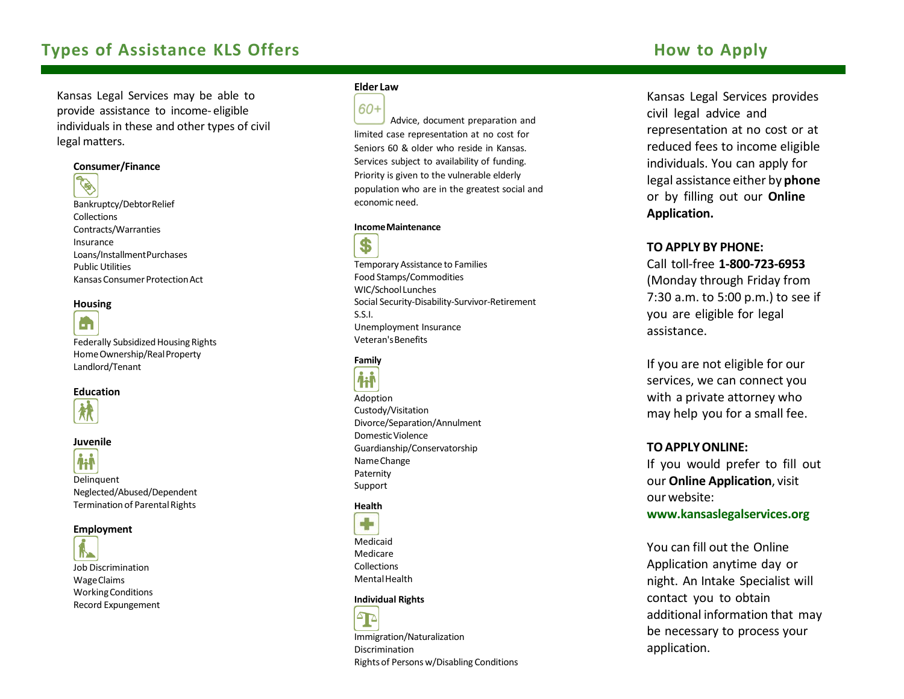## Types of Assistance KLS Offers

Kansas Legal Services may be able to provide assistance to income-eligible individuals in these and other types of civil legal matters.

**Consumer/Finance**

Bankruptcy/Debtor Relief
Collections
Contracts/Warranties
Insurance
Loans/Installment Purchases
Public Utilities
Kansas Consumer Protection Act

**Housing**

Federally Subsidized Housing Rights
Home Ownership/Real Property
Landlord/Tenant

**Education**

**Juvenile**

Delinquent
Neglected/Abused/Dependent
Termination of Parental Rights

**Employment**

Job Discrimination
Wage Claims
Working Conditions
Record Expungement

**Elder Law**

60+

Advice, document preparation and limited case representation at no cost for Seniors 60 & older who reside in Kansas. Services subject to availability of funding. Priority is given to the vulnerable elderly population who are in the greatest social and economic need.

**Income Maintenance**

Temporary Assistance to Families
Food Stamps/Commodities
WIC/School Lunches
Social Security-Disability-Survivor-Retirement
S.S.I.
Unemployment Insurance
Veteran's Benefits

**Family**

Adoption
Custody/Visitation
Divorce/Separation/Annulment
Domestic Violence
Guardianship/Conservatorship
Name Change
Paternity
Support

**Health**

Medicaid
Medicare
Collections
Mental Health

**Individual Rights**

Immigration/Naturalization
Discrimination
Rights of Persons w/Disabling Conditions

## How to Apply

Kansas Legal Services provides civil legal advice and representation at no cost or at reduced fees to income eligible individuals. You can apply for legal assistance either by **phone** or by filling out our **Online Application.**

**TO APPLY BY PHONE:**
Call toll-free **1-800-723-6953** (Monday through Friday from 7:30 a.m. to 5:00 p.m.) to see if you are eligible for legal assistance.

If you are not eligible for our services, we can connect you with a private attorney who may help you for a small fee.

**TO APPLY ONLINE:**
If you would prefer to fill out our **Online Application**, visit our website:
**www.kansaslegalservices.org**

You can fill out the Online Application anytime day or night. An Intake Specialist will contact you to obtain additional information that may be necessary to process your application.